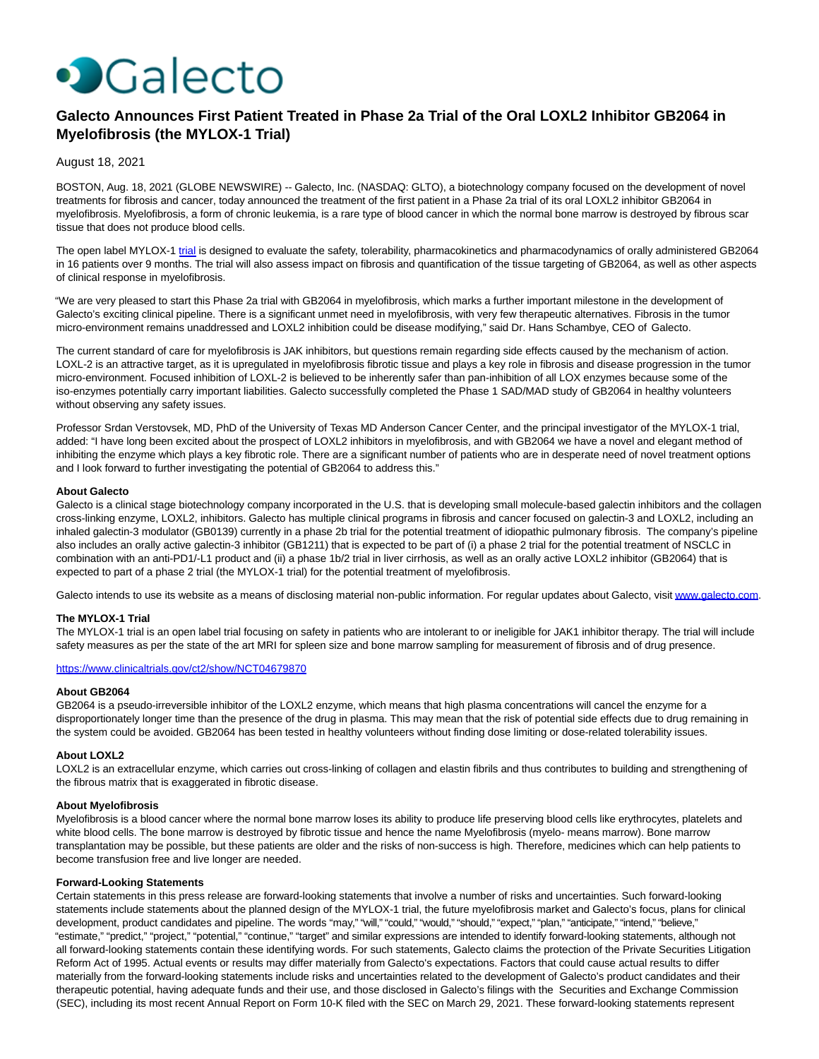Galecto

# Galecto Announces First Patient Treated in Phase 2a Trial of the Oral LOXL2 Inhibitor GB2064 in Myelofibrosis (the MYLOX-1 Trial)

August 18, 2021

BOSTON, Aug. 18, 2021 (GLOBE NEWSWIRE) -- Galecto, Inc. (NASDAQ: GLTO), a biotechnology company focused on the development of novel treatments for fibrosis and cancer, today announced the treatment of the first patient in a Phase 2a trial of its oral LOXL2 inhibitor GB2064 in myelofibrosis. Myelofibrosis, a form of chronic leukemia, is a rare type of blood cancer in which the normal bone marrow is destroyed by fibrous scar tissue that does not produce blood cells.

The open label MYLOX-1 trial is designed to evaluate the safety, tolerability, pharmacokinetics and pharmacodynamics of orally administered GB2064 in 16 patients over 9 months. The trial will also assess impact on fibrosis and quantification of the tissue targeting of GB2064, as well as other aspects of clinical response in myelofibrosis.

"We are very pleased to start this Phase 2a trial with GB2064 in myelofibrosis, which marks a further important milestone in the development of Galecto's exciting clinical pipeline. There is a significant unmet need in myelofibrosis, with very few therapeutic alternatives. Fibrosis in the tumor micro-environment remains unaddressed and LOXL2 inhibition could be disease modifying," said Dr. Hans Schambye, CEO of Galecto.

The current standard of care for myelofibrosis is JAK inhibitors, but questions remain regarding side effects caused by the mechanism of action. LOXL-2 is an attractive target, as it is upregulated in myelofibrosis fibrotic tissue and plays a key role in fibrosis and disease progression in the tumor micro-environment. Focused inhibition of LOXL-2 is believed to be inherently safer than pan-inhibition of all LOX enzymes because some of the iso-enzymes potentially carry important liabilities. Galecto successfully completed the Phase 1 SAD/MAD study of GB2064 in healthy volunteers without observing any safety issues.

Professor Srdan Verstovsek, MD, PhD of the University of Texas MD Anderson Cancer Center, and the principal investigator of the MYLOX-1 trial, added: "I have long been excited about the prospect of LOXL2 inhibitors in myelofibrosis, and with GB2064 we have a novel and elegant method of inhibiting the enzyme which plays a key fibrotic role. There are a significant number of patients who are in desperate need of novel treatment options and I look forward to further investigating the potential of GB2064 to address this."

**About Galecto**
Galecto is a clinical stage biotechnology company incorporated in the U.S. that is developing small molecule-based galectin inhibitors and the collagen cross-linking enzyme, LOXL2, inhibitors. Galecto has multiple clinical programs in fibrosis and cancer focused on galectin-3 and LOXL2, including an inhaled galectin-3 modulator (GB0139) currently in a phase 2b trial for the potential treatment of idiopathic pulmonary fibrosis. The company's pipeline also includes an orally active galectin-3 inhibitor (GB1211) that is expected to be part of (i) a phase 2 trial for the potential treatment of NSCLC in combination with an anti-PD1/-L1 product and (ii) a phase 1b/2 trial in liver cirrhosis, as well as an orally active LOXL2 inhibitor (GB2064) that is expected to part of a phase 2 trial (the MYLOX-1 trial) for the potential treatment of myelofibrosis.

Galecto intends to use its website as a means of disclosing material non-public information. For regular updates about Galecto, visit www.galecto.com.

**The MYLOX-1 Trial**
The MYLOX-1 trial is an open label trial focusing on safety in patients who are intolerant to or ineligible for JAK1 inhibitor therapy. The trial will include safety measures as per the state of the art MRI for spleen size and bone marrow sampling for measurement of fibrosis and of drug presence.

https://www.clinicaltrials.gov/ct2/show/NCT04679870

**About GB2064**
GB2064 is a pseudo-irreversible inhibitor of the LOXL2 enzyme, which means that high plasma concentrations will cancel the enzyme for a disproportionately longer time than the presence of the drug in plasma. This may mean that the risk of potential side effects due to drug remaining in the system could be avoided. GB2064 has been tested in healthy volunteers without finding dose limiting or dose-related tolerability issues.

**About LOXL2**
LOXL2 is an extracellular enzyme, which carries out cross-linking of collagen and elastin fibrils and thus contributes to building and strengthening of the fibrous matrix that is exaggerated in fibrotic disease.

**About Myelofibrosis**
Myelofibrosis is a blood cancer where the normal bone marrow loses its ability to produce life preserving blood cells like erythrocytes, platelets and white blood cells. The bone marrow is destroyed by fibrotic tissue and hence the name Myelofibrosis (myelo- means marrow). Bone marrow transplantation may be possible, but these patients are older and the risks of non-success is high. Therefore, medicines which can help patients to become transfusion free and live longer are needed.

**Forward-Looking Statements**
Certain statements in this press release are forward-looking statements that involve a number of risks and uncertainties. Such forward-looking statements include statements about the planned design of the MYLOX-1 trial, the future myelofibrosis market and Galecto's focus, plans for clinical development, product candidates and pipeline. The words "may," "will," "could," "would," "should," "expect," "plan," "anticipate," "intend," "believe," "estimate," "predict," "project," "potential," "continue," "target" and similar expressions are intended to identify forward-looking statements, although not all forward-looking statements contain these identifying words. For such statements, Galecto claims the protection of the Private Securities Litigation Reform Act of 1995. Actual events or results may differ materially from Galecto's expectations. Factors that could cause actual results to differ materially from the forward-looking statements include risks and uncertainties related to the development of Galecto's product candidates and their therapeutic potential, having adequate funds and their use, and those disclosed in Galecto's filings with the Securities and Exchange Commission (SEC), including its most recent Annual Report on Form 10-K filed with the SEC on March 29, 2021. These forward-looking statements represent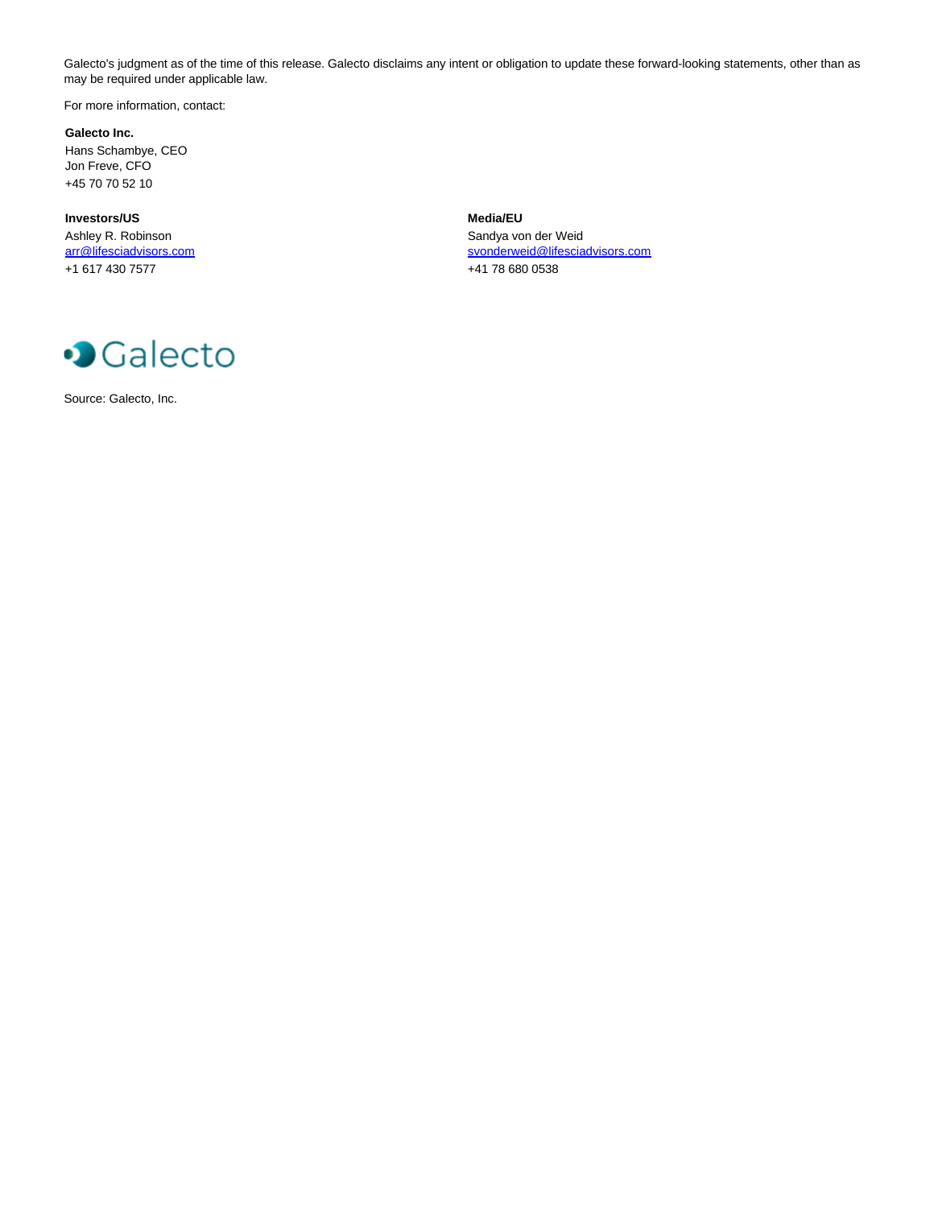Galecto's judgment as of the time of this release. Galecto disclaims any intent or obligation to update these forward-looking statements, other than as may be required under applicable law.

For more information, contact:

**Galecto Inc.**
Hans Schambye, CEO
Jon Freve, CFO
+45 70 70 52 10

**Investors/US**
Ashley R. Robinson
arr@lifesciadvisors.com
+1 617 430 7577

**Media/EU**
Sandya von der Weid
svonderweid@lifesciadvisors.com
+41 78 680 0538

Galecto

Source: Galecto, Inc.